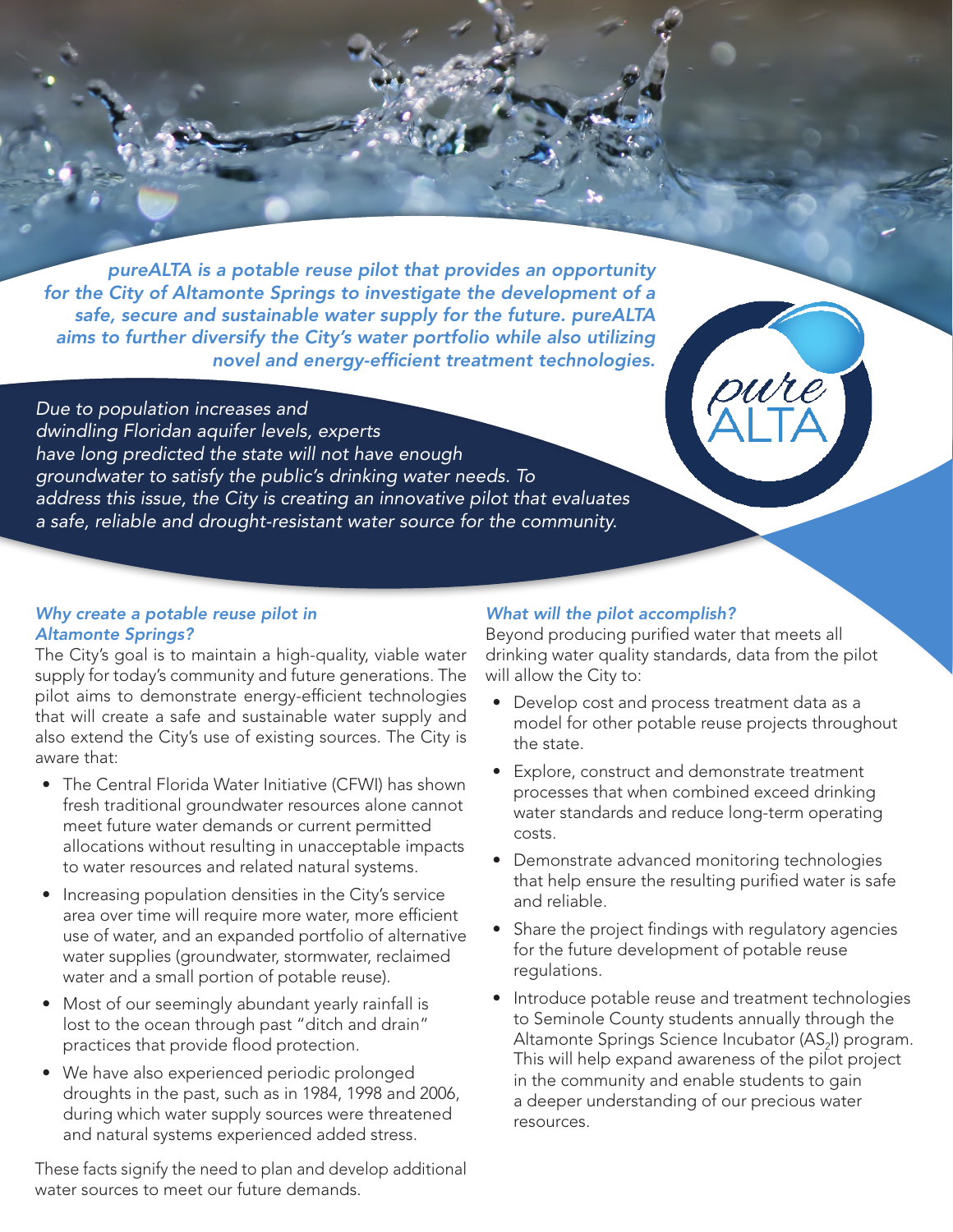*pureALTA is a potable reuse pilot that provides an opportunity for the City of Altamonte Springs to investigate the development of a safe, secure and sustainable water supply for the future. pureALTA aims to further diversify the City's water portfolio while also utilizing novel and energy-efficient treatment technologies.*

pure ALTA

*Due to population increases and dwindling Floridan aquifer levels, experts have long predicted the state will not have enough groundwater to satisfy the public's drinking water needs. To address this issue, the City is creating an innovative pilot that evaluates a safe, reliable and drought-resistant water source for the community.*

### *Why create a potable reuse pilot in Altamonte Springs?*

The City's goal is to maintain a high-quality, viable water supply for today's community and future generations. The pilot aims to demonstrate energy-efficient technologies that will create a safe and sustainable water supply and also extend the City's use of existing sources. The City is aware that:

- The Central Florida Water Initiative (CFWI) has shown fresh traditional groundwater resources alone cannot meet future water demands or current permitted allocations without resulting in unacceptable impacts to water resources and related natural systems.
- Increasing population densities in the City's service area over time will require more water, more efficient use of water, and an expanded portfolio of alternative water supplies (groundwater, stormwater, reclaimed water and a small portion of potable reuse).
- Most of our seemingly abundant yearly rainfall is lost to the ocean through past "ditch and drain" practices that provide flood protection.
- We have also experienced periodic prolonged droughts in the past, such as in 1984, 1998 and 2006, during which water supply sources were threatened and natural systems experienced added stress.

These facts signify the need to plan and develop additional water sources to meet our future demands.

### *What will the pilot accomplish?*

Beyond producing purified water that meets all drinking water quality standards, data from the pilot will allow the City to:

- Develop cost and process treatment data as a model for other potable reuse projects throughout the state.
- Explore, construct and demonstrate treatment processes that when combined exceed drinking water standards and reduce long-term operating costs.
- Demonstrate advanced monitoring technologies that help ensure the resulting purified water is safe and reliable.
- Share the project findings with regulatory agencies for the future development of potable reuse regulations.
- Introduce potable reuse and treatment technologies to Seminole County students annually through the Altamonte Springs Science Incubator ($AS_2I$) program. This will help expand awareness of the pilot project in the community and enable students to gain a deeper understanding of our precious water resources.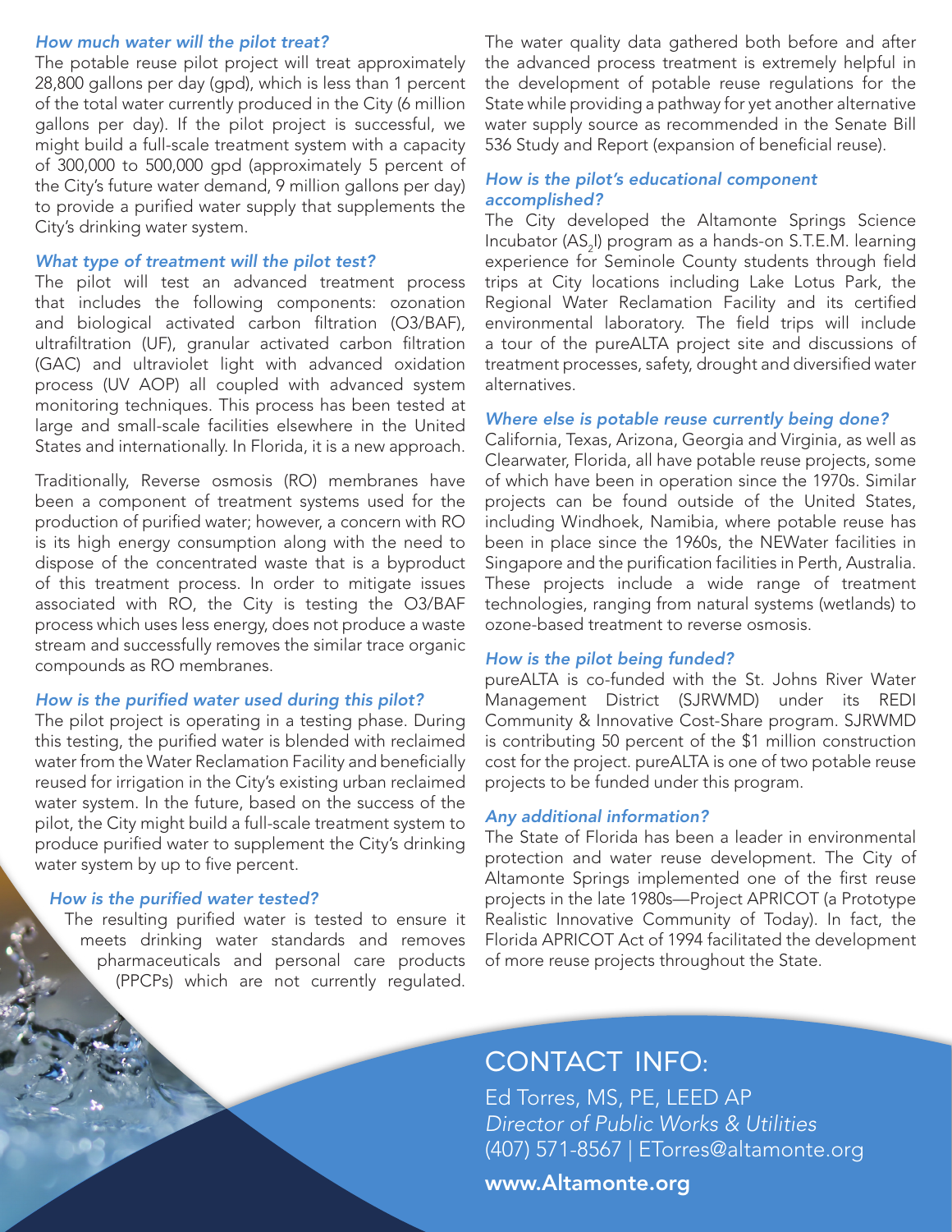### *How much water will the pilot treat?*

The potable reuse pilot project will treat approximately 28,800 gallons per day (gpd), which is less than 1 percent of the total water currently produced in the City (6 million gallons per day). If the pilot project is successful, we might build a full-scale treatment system with a capacity of 300,000 to 500,000 gpd (approximately 5 percent of the City's future water demand, 9 million gallons per day) to provide a purified water supply that supplements the City's drinking water system.

### *What type of treatment will the pilot test?*

The pilot will test an advanced treatment process that includes the following components: ozonation and biological activated carbon filtration (O3/BAF), ultrafiltration (UF), granular activated carbon filtration (GAC) and ultraviolet light with advanced oxidation process (UV AOP) all coupled with advanced system monitoring techniques. This process has been tested at large and small-scale facilities elsewhere in the United States and internationally. In Florida, it is a new approach.

Traditionally, Reverse osmosis (RO) membranes have been a component of treatment systems used for the production of purified water; however, a concern with RO is its high energy consumption along with the need to dispose of the concentrated waste that is a byproduct of this treatment process. In order to mitigate issues associated with RO, the City is testing the O3/BAF process which uses less energy, does not produce a waste stream and successfully removes the similar trace organic compounds as RO membranes.

### *How is the purified water used during this pilot?*

The pilot project is operating in a testing phase. During this testing, the purified water is blended with reclaimed water from the Water Reclamation Facility and beneficially reused for irrigation in the City's existing urban reclaimed water system. In the future, based on the success of the pilot, the City might build a full-scale treatment system to produce purified water to supplement the City's drinking water system by up to five percent.

### *How is the purified water tested?*

The resulting purified water is tested to ensure it meets drinking water standards and removes pharmaceuticals and personal care products (PPCPs) which are not currently regulated.

The water quality data gathered both before and after the advanced process treatment is extremely helpful in the development of potable reuse regulations for the State while providing a pathway for yet another alternative water supply source as recommended in the Senate Bill 536 Study and Report (expansion of beneficial reuse).

### *How is the pilot's educational component accomplished?*

The City developed the Altamonte Springs Science Incubator ($AS_2I$) program as a hands-on S.T.E.M. learning experience for Seminole County students through field trips at City locations including Lake Lotus Park, the Regional Water Reclamation Facility and its certified environmental laboratory. The field trips will include a tour of the pureALTA project site and discussions of treatment processes, safety, drought and diversified water alternatives.

### *Where else is potable reuse currently being done?*

California, Texas, Arizona, Georgia and Virginia, as well as Clearwater, Florida, all have potable reuse projects, some of which have been in operation since the 1970s. Similar projects can be found outside of the United States, including Windhoek, Namibia, where potable reuse has been in place since the 1960s, the NEWater facilities in Singapore and the purification facilities in Perth, Australia. These projects include a wide range of treatment technologies, ranging from natural systems (wetlands) to ozone-based treatment to reverse osmosis.

### *How is the pilot being funded?*

pureALTA is co-funded with the St. Johns River Water Management District (SJRWMD) under its REDI Community & Innovative Cost-Share program. SJRWMD is contributing 50 percent of the $1 million construction cost for the project. pureALTA is one of two potable reuse projects to be funded under this program.

### *Any additional information?*

The State of Florida has been a leader in environmental protection and water reuse development. The City of Altamonte Springs implemented one of the first reuse projects in the late 1980s—Project APRICOT (a Prototype Realistic Innovative Community of Today). In fact, the Florida APRICOT Act of 1994 facilitated the development of more reuse projects throughout the State.

## CONTACT INFO:

Ed Torres, MS, PE, LEED AP
*Director of Public Works & Utilities*
(407) 571-8567 | ETorres@altamonte.org

**www.Altamonte.org**